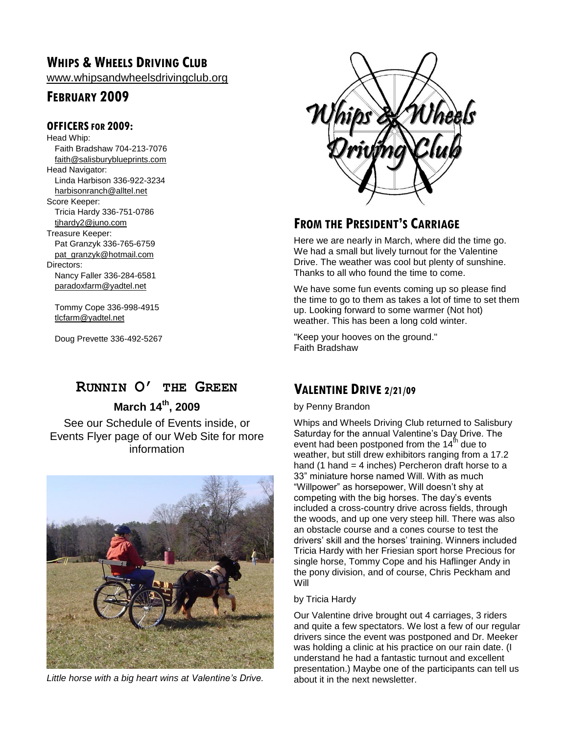# WHIPS & WHEELS DRIVING CLUB

www.whipsandwheelsdrivingclub.org

## FEBRUARY 2009

### OFFICERS FOR 2009:

Head Whip:
Faith Bradshaw 704-213-7076
faith@salisburyblueprints.com

Head Navigator:
Linda Harbison 336-922-3234
harbisonranch@alltel.net

Score Keeper:
Tricia Hardy 336-751-0786
tjhardy2@juno.com

Treasure Keeper:
Pat Granzyk 336-765-6759
pat_granzyk@hotmail.com

Directors:
Nancy Faller 336-284-6581
paradoxfarm@yadtel.net

Tommy Cope 336-998-4915
tlcfarm@yadtel.net

Doug Prevette 336-492-5267

## FROM THE PRESIDENT'S CARRIAGE

Here we are nearly in March, where did the time go. We had a small but lively turnout for the Valentine Drive. The weather was cool but plenty of sunshine. Thanks to all who found the time to come.

We have some fun events coming up so please find the time to go to them as takes a lot of time to set them up. Looking forward to some warmer (Not hot) weather. This has been a long cold winter.

"Keep your hooves on the ground."
Faith Bradshaw

## RUNNIN O' THE GREEN

**March 14th, 2009**

See our Schedule of Events inside, or Events Flyer page of our Web Site for more information

*Little horse with a big heart wins at Valentine's Drive.*

## VALENTINE DRIVE 2/21/09

by Penny Brandon

Whips and Wheels Driving Club returned to Salisbury Saturday for the annual Valentine's Day Drive. The event had been postponed from the 14th due to weather, but still drew exhibitors ranging from a 17.2 hand (1 hand = 4 inches) Percheron draft horse to a 33" miniature horse named Will. With as much "Willpower" as horsepower, Will doesn't shy at competing with the big horses. The day's events included a cross-country drive across fields, through the woods, and up one very steep hill. There was also an obstacle course and a cones course to test the drivers' skill and the horses' training. Winners included Tricia Hardy with her Friesian sport horse Precious for single horse, Tommy Cope and his Haflinger Andy in the pony division, and of course, Chris Peckham and Will

by Tricia Hardy

Our Valentine drive brought out 4 carriages, 3 riders and quite a few spectators. We lost a few of our regular drivers since the event was postponed and Dr. Meeker was holding a clinic at his practice on our rain date. (I understand he had a fantastic turnout and excellent presentation.) Maybe one of the participants can tell us about it in the next newsletter.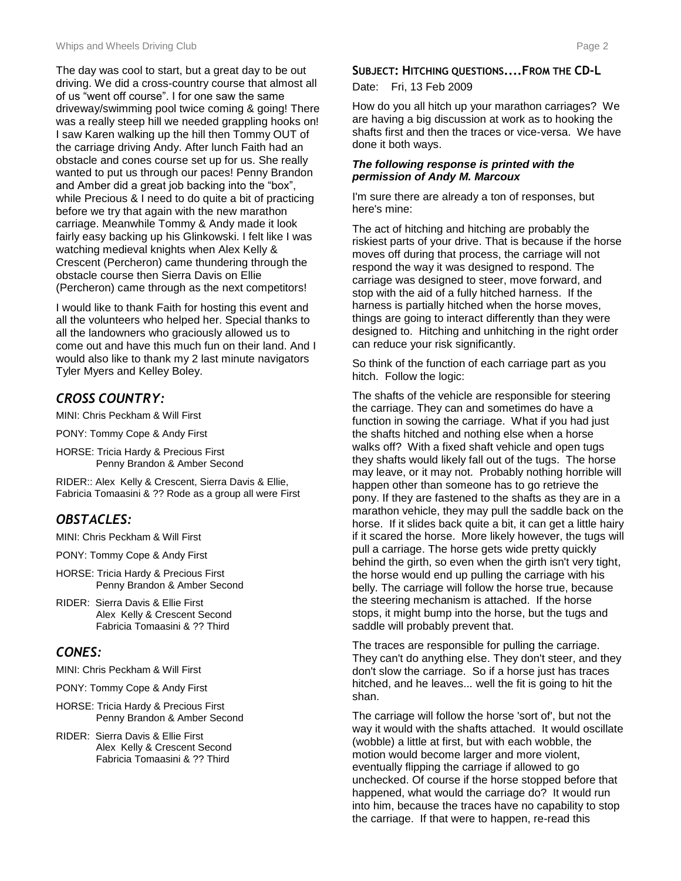The day was cool to start, but a great day to be out driving. We did a cross-country course that almost all of us "went off course". I for one saw the same driveway/swimming pool twice coming & going! There was a really steep hill we needed grappling hooks on! I saw Karen walking up the hill then Tommy OUT of the carriage driving Andy. After lunch Faith had an obstacle and cones course set up for us. She really wanted to put us through our paces! Penny Brandon and Amber did a great job backing into the "box", while Precious & I need to do quite a bit of practicing before we try that again with the new marathon carriage. Meanwhile Tommy & Andy made it look fairly easy backing up his Glinkowski. I felt like I was watching medieval knights when Alex Kelly & Crescent (Percheron) came thundering through the obstacle course then Sierra Davis on Ellie (Percheron) came through as the next competitors!

I would like to thank Faith for hosting this event and all the volunteers who helped her. Special thanks to all the landowners who graciously allowed us to come out and have this much fun on their land. And I would also like to thank my 2 last minute navigators Tyler Myers and Kelley Boley.

## *CROSS COUNTRY:*

MINI: Chris Peckham & Will First

PONY: Tommy Cope & Andy First

HORSE: Tricia Hardy & Precious First
Penny Brandon & Amber Second

RIDER:: Alex Kelly & Crescent, Sierra Davis & Ellie, Fabricia Tomaasini & ?? Rode as a group all were First

## *OBSTACLES:*

MINI: Chris Peckham & Will First

PONY: Tommy Cope & Andy First

HORSE: Tricia Hardy & Precious First
Penny Brandon & Amber Second

RIDER: Sierra Davis & Ellie First
Alex Kelly & Crescent Second
Fabricia Tomaasini & ?? Third

## *CONES:*

MINI: Chris Peckham & Will First

PONY: Tommy Cope & Andy First

HORSE: Tricia Hardy & Precious First
Penny Brandon & Amber Second

RIDER: Sierra Davis & Ellie First
Alex Kelly & Crescent Second
Fabricia Tomaasini & ?? Third

## SUBJECT: HITCHING QUESTIONS....FROM THE CD-L

Date: Fri, 13 Feb 2009

How do you all hitch up your marathon carriages? We are having a big discussion at work as to hooking the shafts first and then the traces or vice-versa. We have done it both ways.

***The following response is printed with the permission of Andy M. Marcoux***

I'm sure there are already a ton of responses, but here's mine:

The act of hitching and hitching are probably the riskiest parts of your drive. That is because if the horse moves off during that process, the carriage will not respond the way it was designed to respond. The carriage was designed to steer, move forward, and stop with the aid of a fully hitched harness. If the harness is partially hitched when the horse moves, things are going to interact differently than they were designed to. Hitching and unhitching in the right order can reduce your risk significantly.

So think of the function of each carriage part as you hitch. Follow the logic:

The shafts of the vehicle are responsible for steering the carriage. They can and sometimes do have a function in sowing the carriage. What if you had just the shafts hitched and nothing else when a horse walks off? With a fixed shaft vehicle and open tugs they shafts would likely fall out of the tugs. The horse may leave, or it may not. Probably nothing horrible will happen other than someone has to go retrieve the pony. If they are fastened to the shafts as they are in a marathon vehicle, they may pull the saddle back on the horse. If it slides back quite a bit, it can get a little hairy if it scared the horse. More likely however, the tugs will pull a carriage. The horse gets wide pretty quickly behind the girth, so even when the girth isn't very tight, the horse would end up pulling the carriage with his belly. The carriage will follow the horse true, because the steering mechanism is attached. If the horse stops, it might bump into the horse, but the tugs and saddle will probably prevent that.

The traces are responsible for pulling the carriage. They can't do anything else. They don't steer, and they don't slow the carriage. So if a horse just has traces hitched, and he leaves... well the fit is going to hit the shan.

The carriage will follow the horse 'sort of', but not the way it would with the shafts attached. It would oscillate (wobble) a little at first, but with each wobble, the motion would become larger and more violent, eventually flipping the carriage if allowed to go unchecked. Of course if the horse stopped before that happened, what would the carriage do? It would run into him, because the traces have no capability to stop the carriage. If that were to happen, re-read this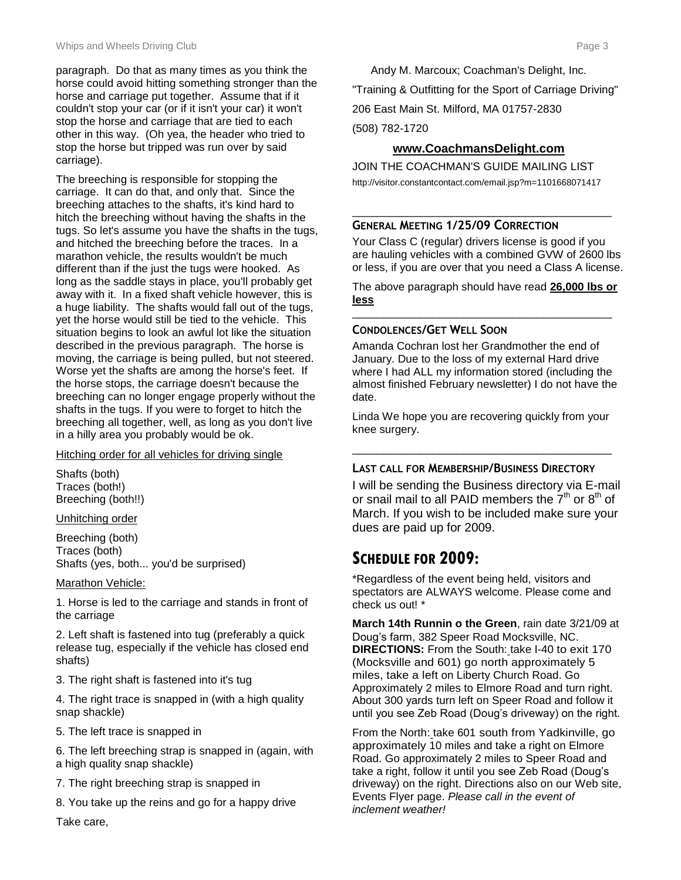paragraph. Do that as many times as you think the horse could avoid hitting something stronger than the horse and carriage put together. Assume that if it couldn't stop your car (or if it isn't your car) it won't stop the horse and carriage that are tied to each other in this way. (Oh yea, the header who tried to stop the horse but tripped was run over by said carriage).

The breeching is responsible for stopping the carriage. It can do that, and only that. Since the breeching attaches to the shafts, it's kind hard to hitch the breeching without having the shafts in the tugs. So let's assume you have the shafts in the tugs, and hitched the breeching before the traces. In a marathon vehicle, the results wouldn't be much different than if the just the tugs were hooked. As long as the saddle stays in place, you'll probably get away with it. In a fixed shaft vehicle however, this is a huge liability. The shafts would fall out of the tugs, yet the horse would still be tied to the vehicle. This situation begins to look an awful lot like the situation described in the previous paragraph. The horse is moving, the carriage is being pulled, but not steered. Worse yet the shafts are among the horse's feet. If the horse stops, the carriage doesn't because the breeching can no longer engage properly without the shafts in the tugs. If you were to forget to hitch the breeching all together, well, as long as you don't live in a hilly area you probably would be ok.

<u>Hitching order for all vehicles for driving single</u>

Shafts (both)
Traces (both!)
Breeching (both!!)

<u>Unhitching order</u>

Breeching (both)
Traces (both)
Shafts (yes, both... you'd be surprised)

<u>Marathon Vehicle:</u>

1. Horse is led to the carriage and stands in front of the carriage
2. Left shaft is fastened into tug (preferably a quick release tug, especially if the vehicle has closed end shafts)
3. The right shaft is fastened into it's tug
4. The right trace is snapped in (with a high quality snap shackle)
5. The left trace is snapped in
6. The left breeching strap is snapped in (again, with a high quality snap shackle)
7. The right breeching strap is snapped in
8. You take up the reins and go for a happy drive

Take care,

Andy M. Marcoux; Coachman's Delight, Inc.

"Training & Outfitting for the Sport of Carriage Driving"

206 East Main St. Milford, MA 01757-2830

(508) 782-1720

**www.CoachmansDelight.com**

JOIN THE COACHMAN'S GUIDE MAILING LIST

http://visitor.constantcontact.com/email.jsp?m=1101668071417

---

### General Meeting 1/25/09 Correction

Your Class C (regular) drivers license is good if you are hauling vehicles with a combined GVW of 2600 lbs or less, if you are over that you need a Class A license.

The above paragraph should have read **<u>26,000 lbs or less</u>**

---

### Condolences/Get Well Soon

Amanda Cochran lost her Grandmother the end of January. Due to the loss of my external Hard drive where I had ALL my information stored (including the almost finished February newsletter) I do not have the date.

Linda We hope you are recovering quickly from your knee surgery.

---

### Last call for Membership/Business Directory

I will be sending the Business directory via E-mail or snail mail to all PAID members the 7th or 8th of March. If you wish to be included make sure your dues are paid up for 2009.

## Schedule for 2009:

*Regardless of the event being held, visitors and spectators are ALWAYS welcome. Please come and check us out! *

**March 14th Runnin o the Green**, rain date 3/21/09 at Doug's farm, 382 Speer Road Mocksville, NC. **DIRECTIONS:** From the South: take I-40 to exit 170 (Mocksville and 601) go north approximately 5 miles, take a left on Liberty Church Road. Go Approximately 2 miles to Elmore Road and turn right. About 300 yards turn left on Speer Road and follow it until you see Zeb Road (Doug's driveway) on the right.

From the North: take 601 south from Yadkinville, go approximately 10 miles and take a right on Elmore Road. Go approximately 2 miles to Speer Road and take a right, follow it until you see Zeb Road (Doug's driveway) on the right. Directions also on our Web site, Events Flyer page. *Please call in the event of inclement weather!*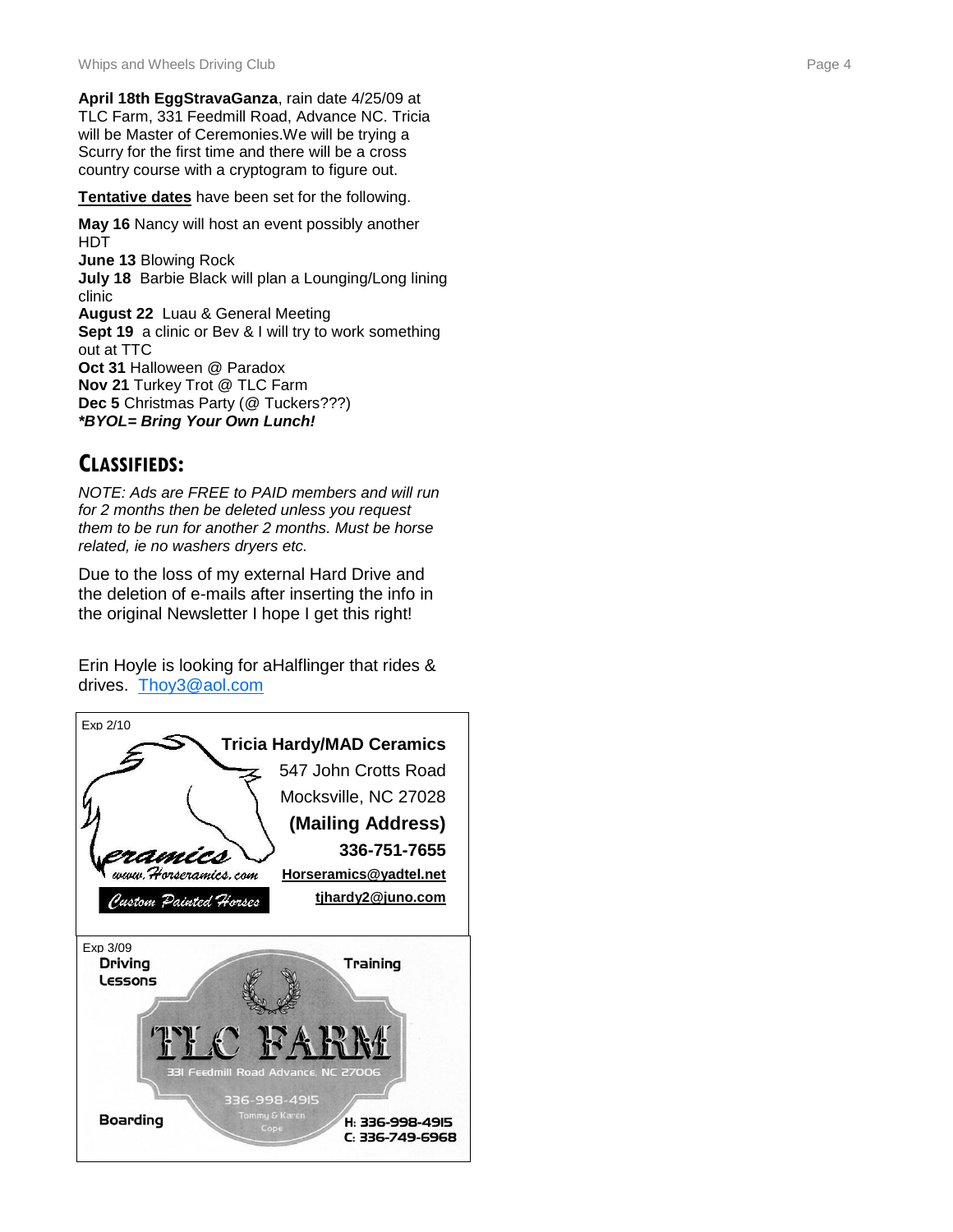**April 18th EggStravaGanza**, rain date 4/25/09 at TLC Farm, 331 Feedmill Road, Advance NC. Tricia will be Master of Ceremonies.We will be trying a Scurry for the first time and there will be a cross country course with a cryptogram to figure out.

**Tentative dates** have been set for the following.

**May 16** Nancy will host an event possibly another HDT
**June 13** Blowing Rock
**July 18** Barbie Black will plan a Lounging/Long lining clinic
**August 22** Luau & General Meeting
**Sept 19** a clinic or Bev & I will try to work something out at TTC
**Oct 31** Halloween @ Paradox
**Nov 21** Turkey Trot @ TLC Farm
**Dec 5** Christmas Party (@ Tuckers???)
***BYOL= Bring Your Own Lunch!***

## CLASSIFIEDS:

*NOTE: Ads are FREE to PAID members and will run for 2 months then be deleted unless you request them to be run for another 2 months. Must be horse related, ie no washers dryers etc.*

Due to the loss of my external Hard Drive and the deletion of e-mails after inserting the info in the original Newsletter I hope I get this right!

Erin Hoyle is looking for aHalflinger that rides & drives. Thoy3@aol.com

Exp 2/10

Ceramics
www.Horseramics.com
Custom Painted Horses

**Tricia Hardy/MAD Ceramics**
547 John Crotts Road
Mocksville, NC 27028
**(Mailing Address)**
**336-751-7655**
**Horseramics@yadtel.net**
**tjhardy2@juno.com**

Exp 3/09

**Driving Lessons**

**Training**

TLC FARM
331 Feedmill Road Advance, NC 27006
336-998-4915
Tommy & Karen Cope

**Boarding**

**H: 336-998-4915**
**C: 336-749-6968**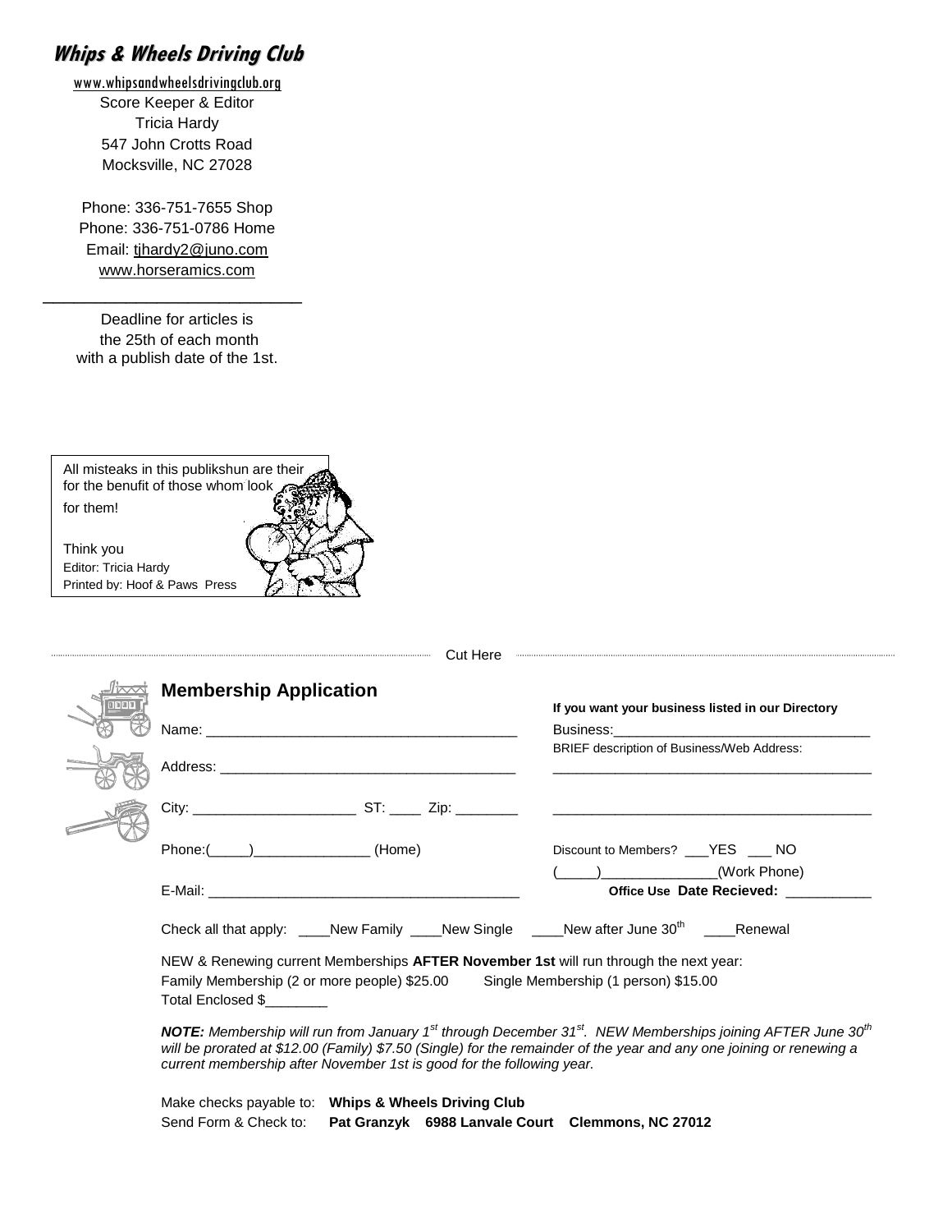# Whips & Wheels Driving Club

www.whipsandwheelsdrivingclub.org

Score Keeper & Editor
Tricia Hardy
547 John Crotts Road
Mocksville, NC 27028

Phone: 336-751-7655 Shop
Phone: 336-751-0786 Home
Email: tjhardy2@juno.com
www.horseramics.com

Deadline for articles is the 25th of each month with a publish date of the 1st.

All misteaks in this publikshun are their for the benufit of those whom look for them!

Think you
Editor: Tricia Hardy
Printed by: Hoof & Paws Press

Cut Here

## Membership Application

Name: ______________________________________

Address: ____________________________________

City: ____________________ ST: ____ Zip: ________

Phone:(_____)______________ (Home)

E-Mail: ______________________________________

**If you want your business listed in our Directory**

Business:_________________________________

BRIEF description of Business/Web Address:

__________________________________________

__________________________________________

Discount to Members? ___YES ___ NO

(_____)_______________(Work Phone)

**Office Use Date Recieved:** ___________

Check all that apply: ____New Family ____New Single ____New after June 30th ____Renewal

NEW & Renewing current Memberships **AFTER November 1st** will run through the next year:

Family Membership (2 or more people) $25.00 Single Membership (1 person) $15.00

Total Enclosed $________

***NOTE:*** *Membership will run from January 1st through December 31st. NEW Memberships joining AFTER June 30th will be prorated at $12.00 (Family) $7.50 (Single) for the remainder of the year and any one joining or renewing a current membership after November 1st is good for the following year.*

Make checks payable to: **Whips & Wheels Driving Club**

Send Form & Check to: **Pat Granzyk 6988 Lanvale Court Clemmons, NC 27012**